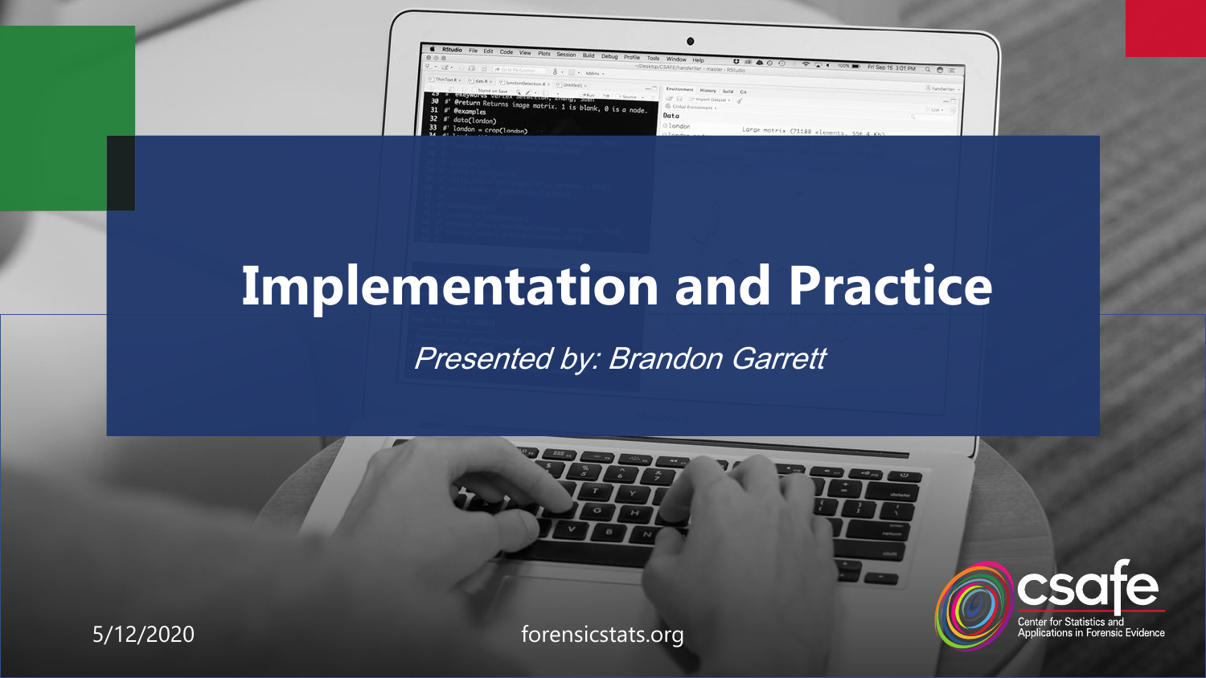# Implementation and Practice

*Presented by: Brandon Garrett*

5/12/2020

forensicstats.org

csafe

Center for Statistics and Applications in Forensic Evidence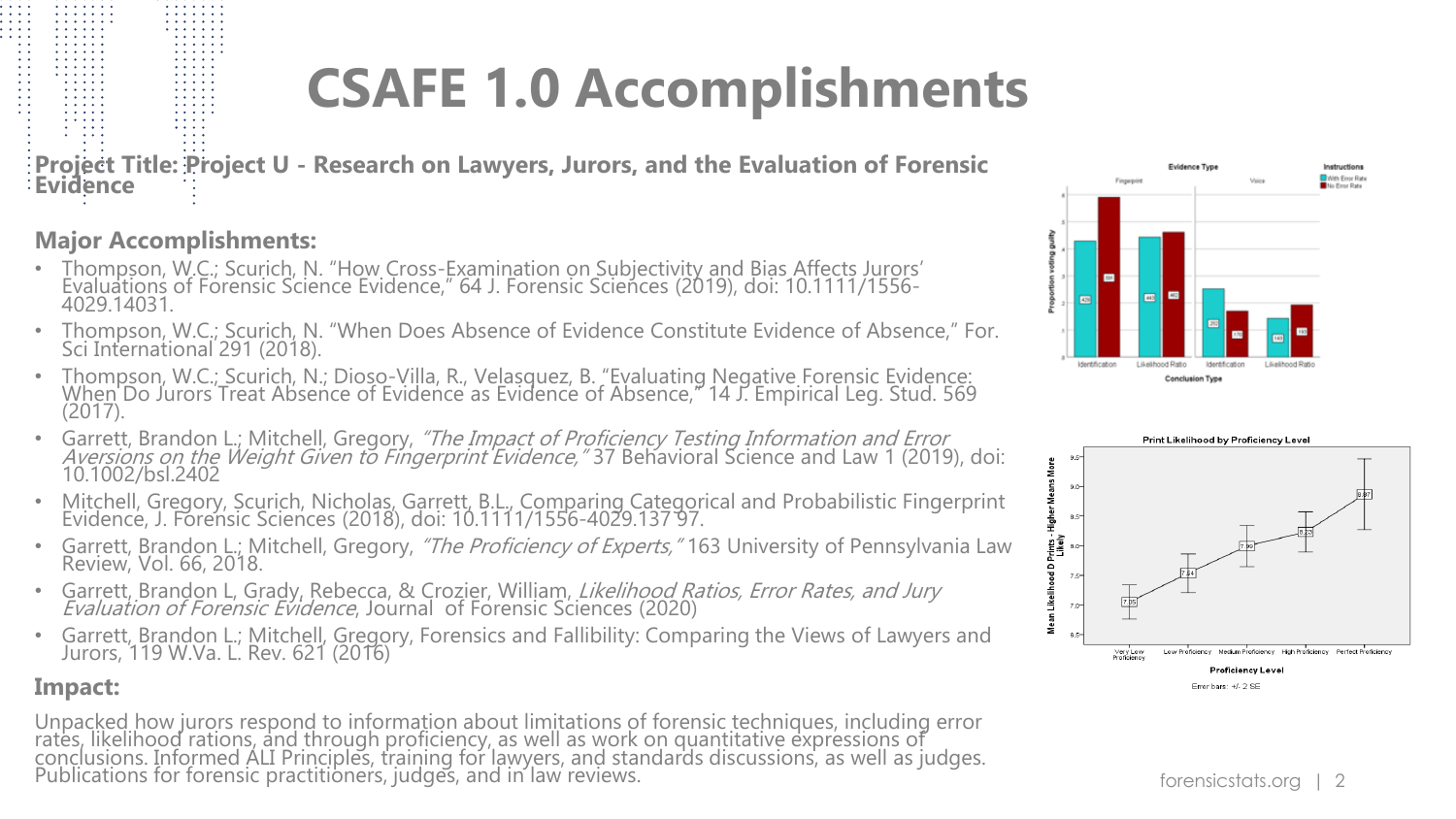# CSAFE 1.0 Accomplishments

**Project Title: Project U - Research on Lawyers, Jurors, and the Evaluation of Forensic Evidence**

## Major Accomplishments:

- Thompson, W.C.; Scurich, N. "How Cross-Examination on Subjectivity and Bias Affects Jurors' Evaluations of Forensic Science Evidence," 64 J. Forensic Sciences (2019), doi: 10.1111/1556-4029.14031.
- Thompson, W.C.; Scurich, N. "When Does Absence of Evidence Constitute Evidence of Absence," For. Sci International 291 (2018).
- Thompson, W.C.; Scurich, N.; Dioso-Villa, R., Velasquez, B. "Evaluating Negative Forensic Evidence: When Do Jurors Treat Absence of Evidence as Evidence of Absence," 14 J. Empirical Leg. Stud. 569 (2017).
- Garrett, Brandon L.; Mitchell, Gregory, *"The Impact of Proficiency Testing Information and Error Aversions on the Weight Given to Fingerprint Evidence,"* 37 Behavioral Science and Law 1 (2019), doi: 10.1002/bsl.2402
- Mitchell, Gregory, Scurich, Nicholas, Garrett, B.L., Comparing Categorical and Probabilistic Fingerprint Evidence, J. Forensic Sciences (2018), doi: 10.1111/1556-4029.137 97.
- Garrett, Brandon L.; Mitchell, Gregory, *"The Proficiency of Experts,"* 163 University of Pennsylvania Law Review, Vol. 66, 2018.
- Garrett, Brandon L, Grady, Rebecca, & Crozier, William, *Likelihood Ratios, Error Rates, and Jury Evaluation of Forensic Evidence*, Journal of Forensic Sciences (2020)
- Garrett, Brandon L.; Mitchell, Gregory, Forensics and Fallibility: Comparing the Views of Lawyers and Jurors, 119 W.Va. L. Rev. 621 (2016)

## Impact:

Unpacked how jurors respond to information about limitations of forensic techniques, including error rates, likelihood rations, and through proficiency, as well as work on quantitative expressions of conclusions. Informed ALI Principles, training for lawyers, and standards discussions, as well as judges. Publications for forensic practitioners, judges, and in law reviews.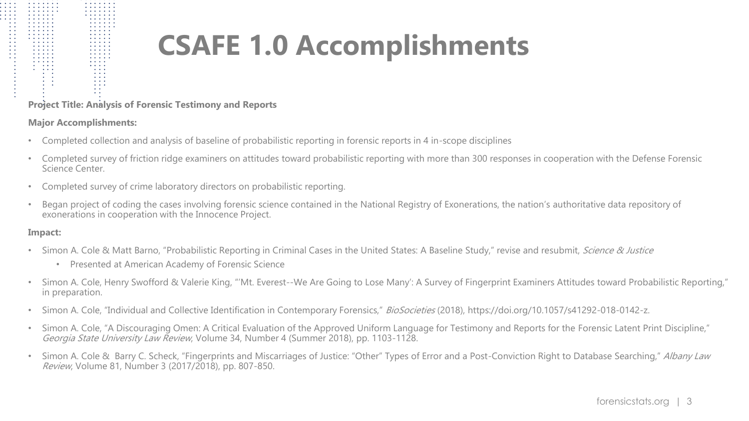# CSAFE 1.0 Accomplishments

**Project Title: Analysis of Forensic Testimony and Reports**

**Major Accomplishments:**

- Completed collection and analysis of baseline of probabilistic reporting in forensic reports in 4 in-scope disciplines
- Completed survey of friction ridge examiners on attitudes toward probabilistic reporting with more than 300 responses in cooperation with the Defense Forensic Science Center.
- Completed survey of crime laboratory directors on probabilistic reporting.
- Began project of coding the cases involving forensic science contained in the National Registry of Exonerations, the nation's authoritative data repository of exonerations in cooperation with the Innocence Project.

**Impact:**

- Simon A. Cole & Matt Barno, "Probabilistic Reporting in Criminal Cases in the United States: A Baseline Study," revise and resubmit, *Science & Justice*
  - Presented at American Academy of Forensic Science
- Simon A. Cole, Henry Swofford & Valerie King, "'Mt. Everest--We Are Going to Lose Many': A Survey of Fingerprint Examiners Attitudes toward Probabilistic Reporting," in preparation.
- Simon A. Cole, "Individual and Collective Identification in Contemporary Forensics," *BioSocieties* (2018), https://doi.org/10.1057/s41292-018-0142-z.
- Simon A. Cole, "A Discouraging Omen: A Critical Evaluation of the Approved Uniform Language for Testimony and Reports for the Forensic Latent Print Discipline," *Georgia State University Law Review*, Volume 34, Number 4 (Summer 2018), pp. 1103-1128.
- Simon A. Cole & Barry C. Scheck, "Fingerprints and Miscarriages of Justice: "Other" Types of Error and a Post-Conviction Right to Database Searching," *Albany Law Review*, Volume 81, Number 3 (2017/2018), pp. 807-850.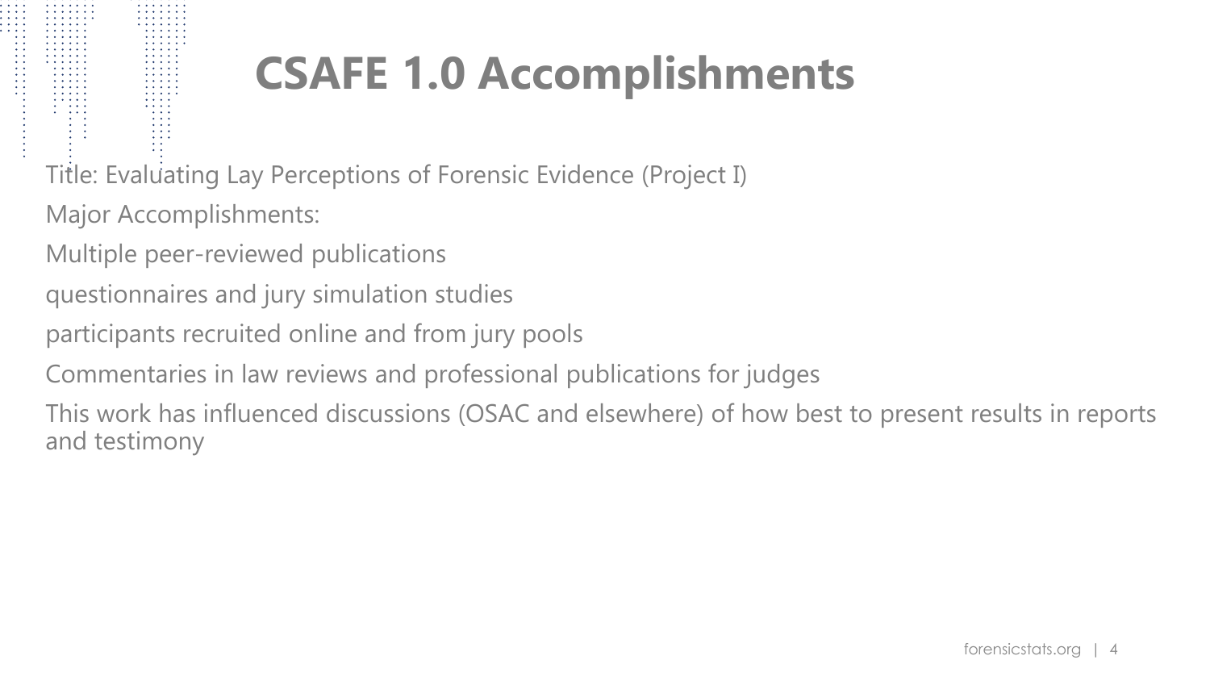# CSAFE 1.0 Accomplishments

Title: Evaluating Lay Perceptions of Forensic Evidence (Project I)

Major Accomplishments:

Multiple peer-reviewed publications

questionnaires and jury simulation studies

participants recruited online and from jury pools

Commentaries in law reviews and professional publications for judges

This work has influenced discussions (OSAC and elsewhere) of how best to present results in reports and testimony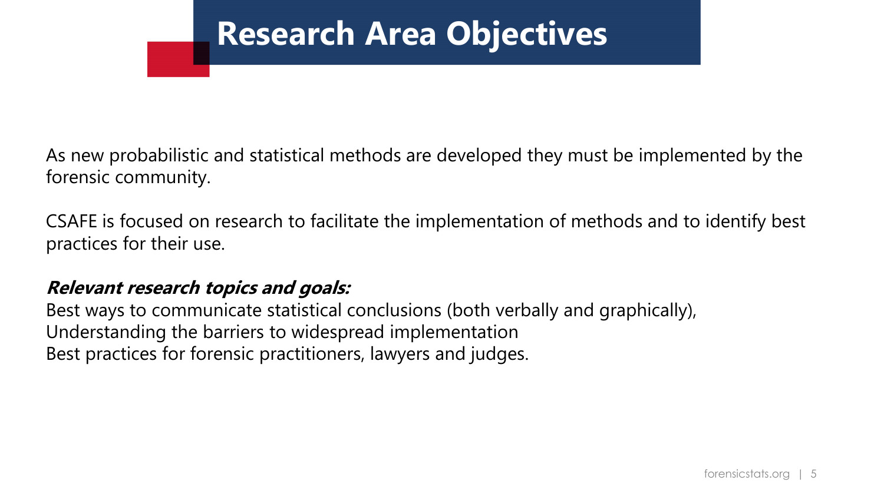# Research Area Objectives

As new probabilistic and statistical methods are developed they must be implemented by the forensic community.

CSAFE is focused on research to facilitate the implementation of methods and to identify best practices for their use.

***Relevant research topics and goals:***

Best ways to communicate statistical conclusions (both verbally and graphically),
Understanding the barriers to widespread implementation
Best practices for forensic practitioners, lawyers and judges.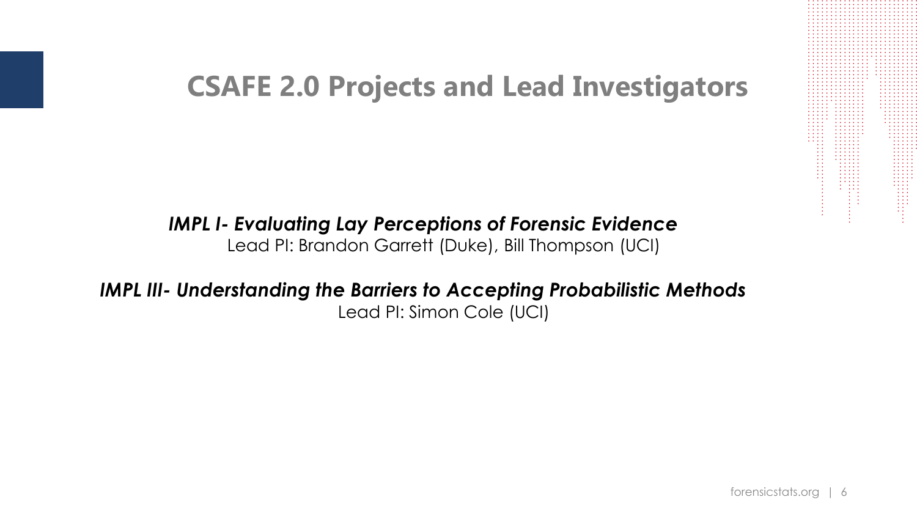# CSAFE 2.0 Projects and Lead Investigators

***IMPL I- Evaluating Lay Perceptions of Forensic Evidence***
Lead PI: Brandon Garrett (Duke), Bill Thompson (UCI)

***IMPL III- Understanding the Barriers to Accepting Probabilistic Methods***
Lead PI: Simon Cole (UCI)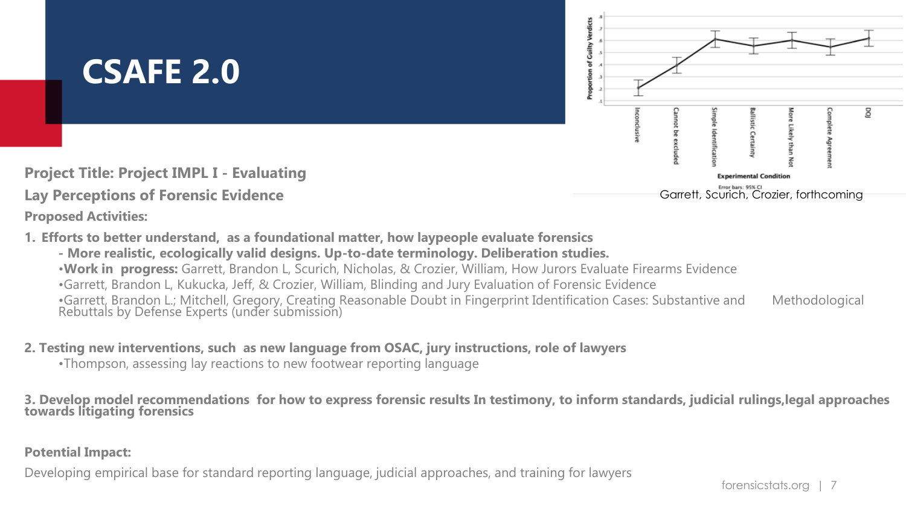# CSAFE 2.0

Garrett, Scurich, Crozier, forthcoming

**Project Title: Project IMPL I - Evaluating Lay Perceptions of Forensic Evidence**

**Proposed Activities:**

**1. Efforts to better understand, as a foundational matter, how laypeople evaluate forensics**

**- More realistic, ecologically valid designs. Up-to-date terminology. Deliberation studies.**

- **Work in progress:** Garrett, Brandon L, Scurich, Nicholas, & Crozier, William, How Jurors Evaluate Firearms Evidence
- Garrett, Brandon L, Kukucka, Jeff, & Crozier, William, Blinding and Jury Evaluation of Forensic Evidence
- Garrett, Brandon L.; Mitchell, Gregory, Creating Reasonable Doubt in Fingerprint Identification Cases: Substantive and Methodological Rebuttals by Defense Experts (under submission)

**2. Testing new interventions, such as new language from OSAC, jury instructions, role of lawyers**

- Thompson, assessing lay reactions to new footwear reporting language

**3. Develop model recommendations for how to express forensic results In testimony, to inform standards, judicial rulings, legal approaches towards litigating forensics**

**Potential Impact:**

Developing empirical base for standard reporting language, judicial approaches, and training for lawyers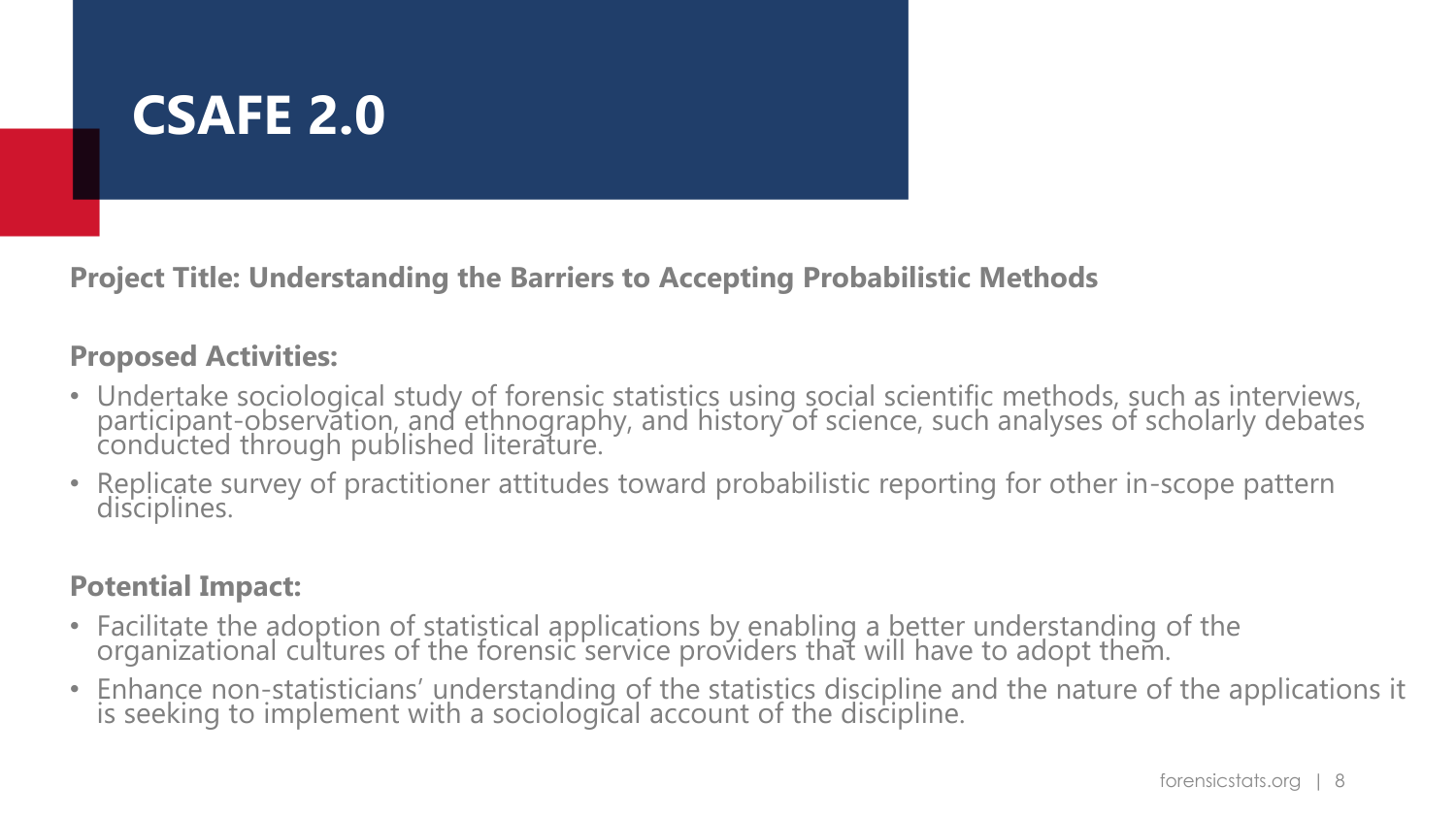# CSAFE 2.0

**Project Title: Understanding the Barriers to Accepting Probabilistic Methods**

**Proposed Activities:**

- Undertake sociological study of forensic statistics using social scientific methods, such as interviews, participant-observation, and ethnography, and history of science, such analyses of scholarly debates conducted through published literature.
- Replicate survey of practitioner attitudes toward probabilistic reporting for other in-scope pattern disciplines.

**Potential Impact:**

- Facilitate the adoption of statistical applications by enabling a better understanding of the organizational cultures of the forensic service providers that will have to adopt them.
- Enhance non-statisticians' understanding of the statistics discipline and the nature of the applications it is seeking to implement with a sociological account of the discipline.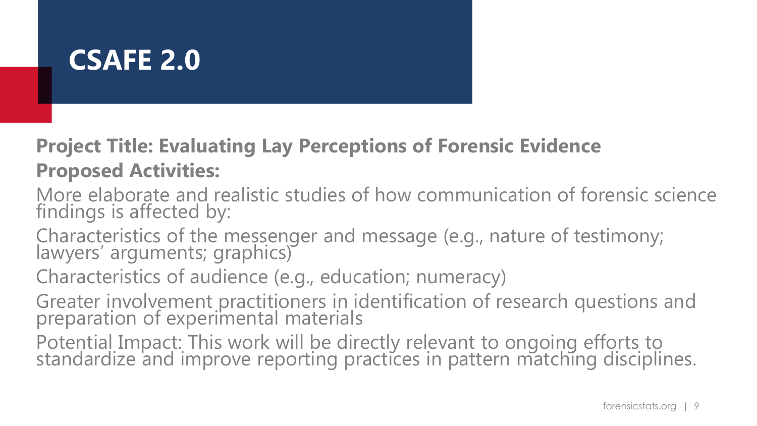# CSAFE 2.0

**Project Title: Evaluating Lay Perceptions of Forensic Evidence**

**Proposed Activities:**

More elaborate and realistic studies of how communication of forensic science findings is affected by:

Characteristics of the messenger and message (e.g., nature of testimony; lawyers' arguments; graphics)

Characteristics of audience (e.g., education; numeracy)

Greater involvement practitioners in identification of research questions and preparation of experimental materials

Potential Impact: This work will be directly relevant to ongoing efforts to standardize and improve reporting practices in pattern matching disciplines.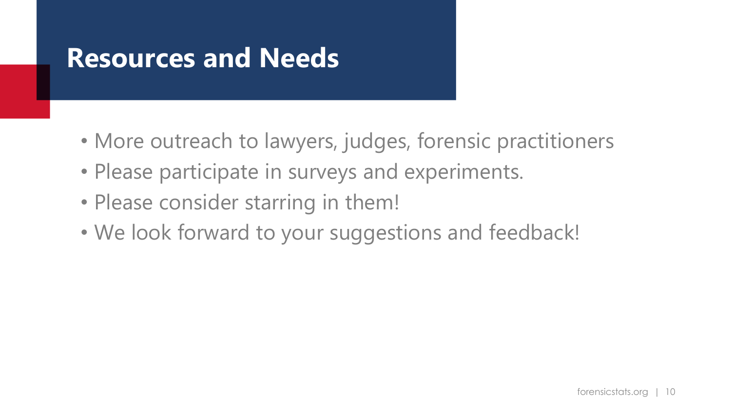# Resources and Needs

- More outreach to lawyers, judges, forensic practitioners
- Please participate in surveys and experiments.
- Please consider starring in them!
- We look forward to your suggestions and feedback!